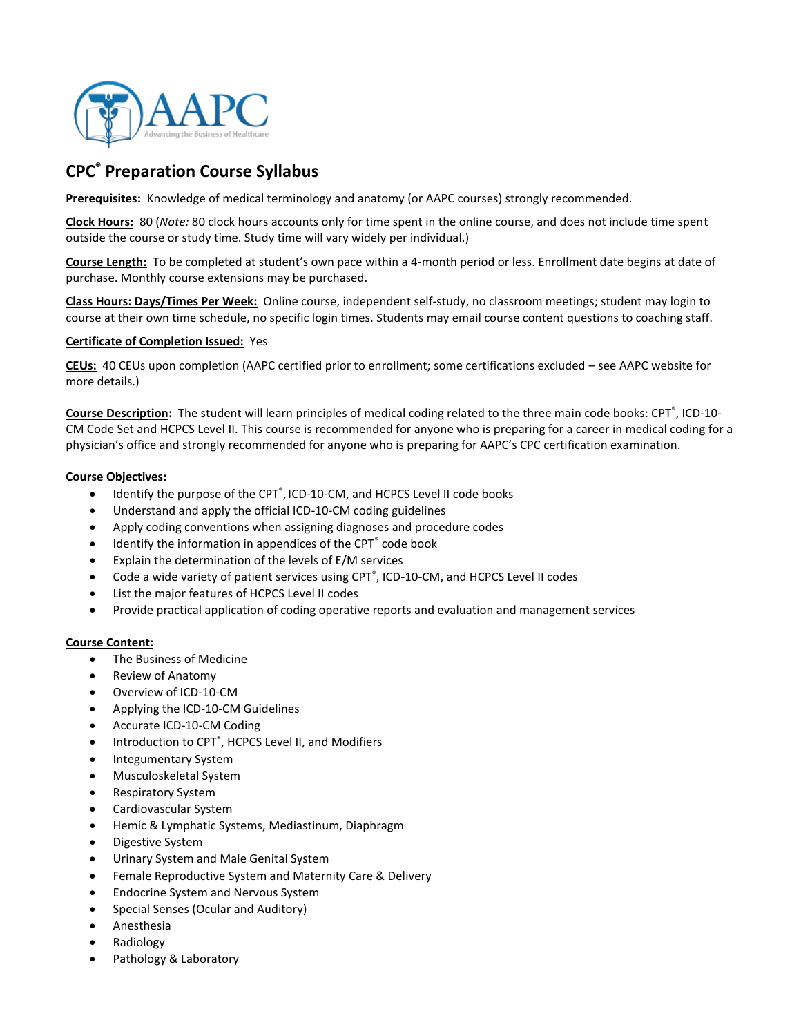# CPC® Preparation Course Syllabus

**Prerequisites:** Knowledge of medical terminology and anatomy (or AAPC courses) strongly recommended.

**Clock Hours:** 80 (*Note:* 80 clock hours accounts only for time spent in the online course, and does not include time spent outside the course or study time. Study time will vary widely per individual.)

**Course Length:** To be completed at student's own pace within a 4-month period or less. Enrollment date begins at date of purchase. Monthly course extensions may be purchased.

**Class Hours: Days/Times Per Week:** Online course, independent self-study, no classroom meetings; student may login to course at their own time schedule, no specific login times. Students may email course content questions to coaching staff.

**Certificate of Completion Issued:** Yes

**CEUs:** 40 CEUs upon completion (AAPC certified prior to enrollment; some certifications excluded – see AAPC website for more details.)

**Course Description:** The student will learn principles of medical coding related to the three main code books: CPT®, ICD-10-CM Code Set and HCPCS Level II. This course is recommended for anyone who is preparing for a career in medical coding for a physician's office and strongly recommended for anyone who is preparing for AAPC's CPC certification examination.

**Course Objectives:**

- Identify the purpose of the CPT®, ICD-10-CM, and HCPCS Level II code books
- Understand and apply the official ICD-10-CM coding guidelines
- Apply coding conventions when assigning diagnoses and procedure codes
- Identify the information in appendices of the CPT® code book
- Explain the determination of the levels of E/M services
- Code a wide variety of patient services using CPT®, ICD-10-CM, and HCPCS Level II codes
- List the major features of HCPCS Level II codes
- Provide practical application of coding operative reports and evaluation and management services

**Course Content:**

- The Business of Medicine
- Review of Anatomy
- Overview of ICD-10-CM
- Applying the ICD-10-CM Guidelines
- Accurate ICD-10-CM Coding
- Introduction to CPT®, HCPCS Level II, and Modifiers
- Integumentary System
- Musculoskeletal System
- Respiratory System
- Cardiovascular System
- Hemic & Lymphatic Systems, Mediastinum, Diaphragm
- Digestive System
- Urinary System and Male Genital System
- Female Reproductive System and Maternity Care & Delivery
- Endocrine System and Nervous System
- Special Senses (Ocular and Auditory)
- Anesthesia
- Radiology
- Pathology & Laboratory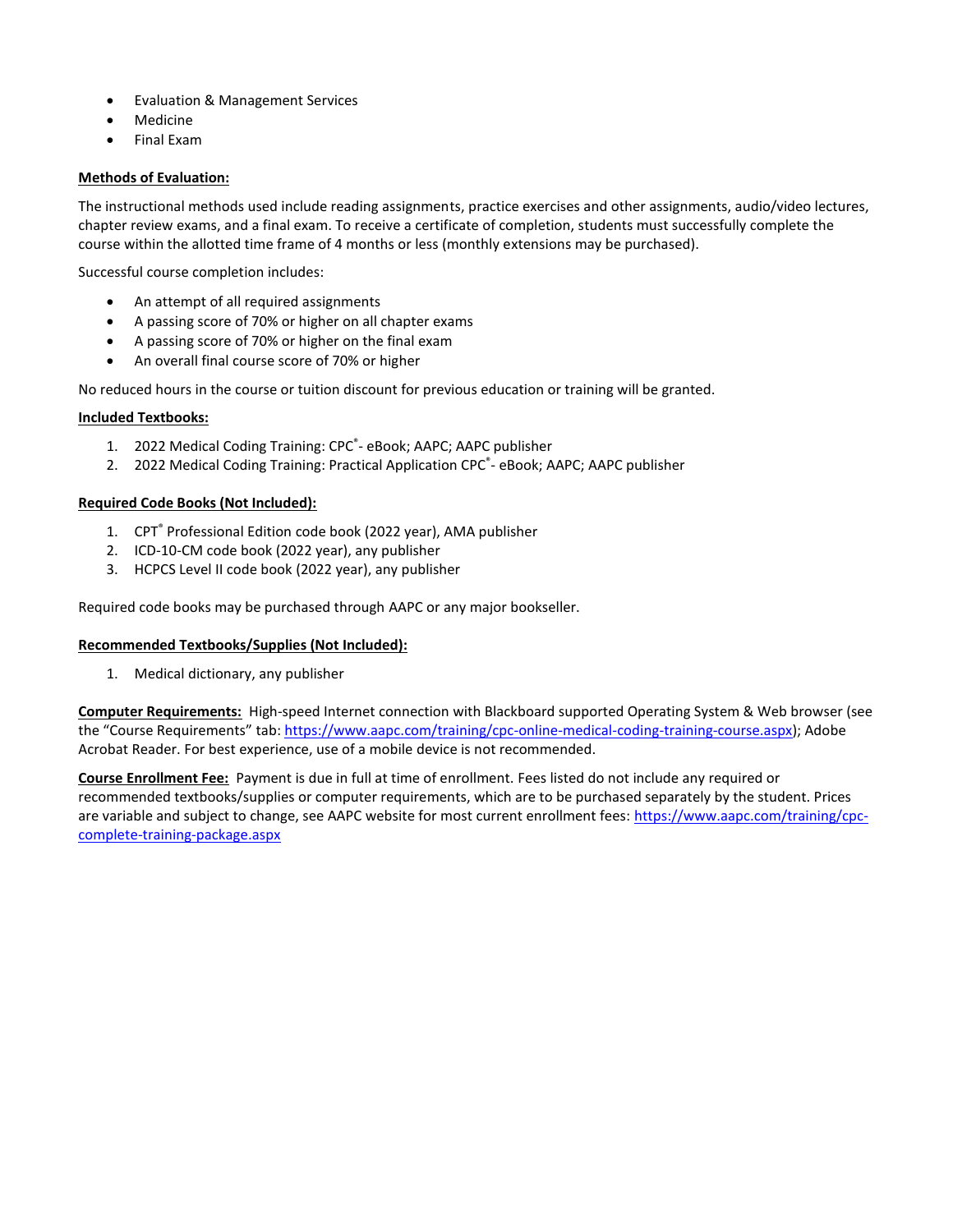- Evaluation & Management Services
- Medicine
- Final Exam

**Methods of Evaluation:**

The instructional methods used include reading assignments, practice exercises and other assignments, audio/video lectures, chapter review exams, and a final exam. To receive a certificate of completion, students must successfully complete the course within the allotted time frame of 4 months or less (monthly extensions may be purchased).

Successful course completion includes:

- An attempt of all required assignments
- A passing score of 70% or higher on all chapter exams
- A passing score of 70% or higher on the final exam
- An overall final course score of 70% or higher

No reduced hours in the course or tuition discount for previous education or training will be granted.

**Included Textbooks:**

1. 2022 Medical Coding Training: CPC®- eBook; AAPC; AAPC publisher
2. 2022 Medical Coding Training: Practical Application CPC®- eBook; AAPC; AAPC publisher

**Required Code Books (Not Included):**

1. CPT® Professional Edition code book (2022 year), AMA publisher
2. ICD-10-CM code book (2022 year), any publisher
3. HCPCS Level II code book (2022 year), any publisher

Required code books may be purchased through AAPC or any major bookseller.

**Recommended Textbooks/Supplies (Not Included):**

1. Medical dictionary, any publisher

**Computer Requirements:** High-speed Internet connection with Blackboard supported Operating System & Web browser (see the "Course Requirements" tab: https://www.aapc.com/training/cpc-online-medical-coding-training-course.aspx); Adobe Acrobat Reader. For best experience, use of a mobile device is not recommended.

**Course Enrollment Fee:** Payment is due in full at time of enrollment. Fees listed do not include any required or recommended textbooks/supplies or computer requirements, which are to be purchased separately by the student. Prices are variable and subject to change, see AAPC website for most current enrollment fees: https://www.aapc.com/training/cpc-complete-training-package.aspx